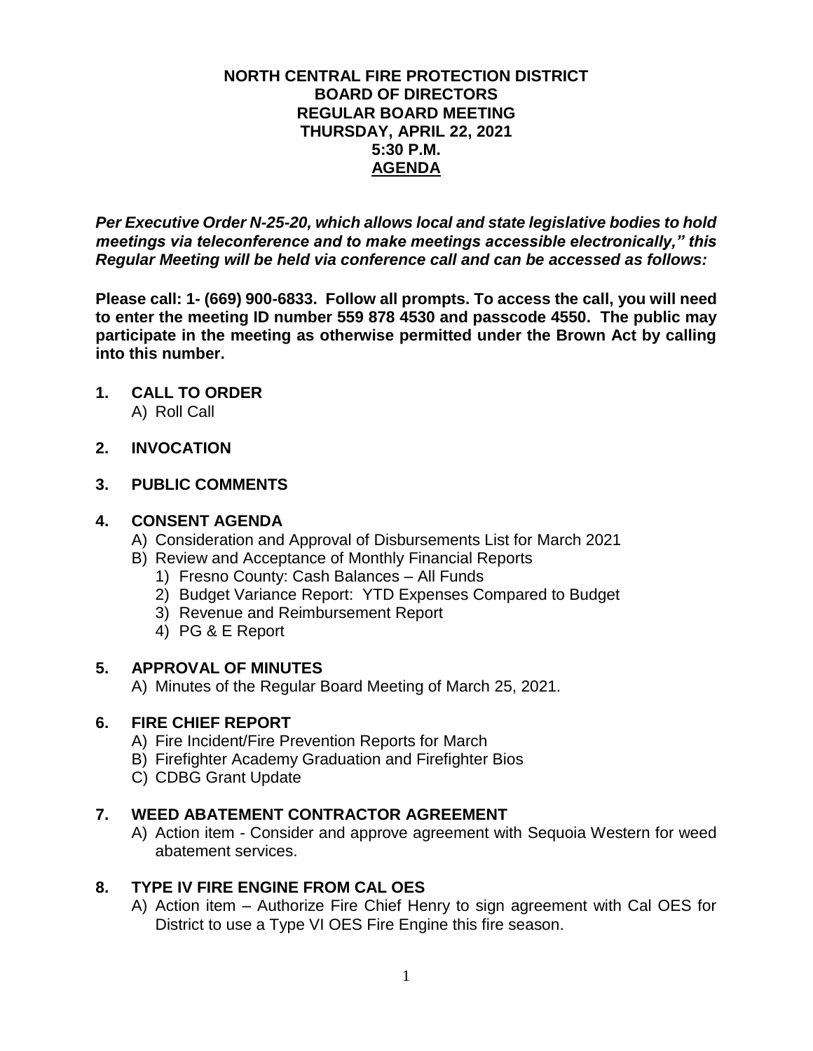# NORTH CENTRAL FIRE PROTECTION DISTRICT
## BOARD OF DIRECTORS
## REGULAR BOARD MEETING
## THURSDAY, APRIL 22, 2021
## 5:30 P.M.
## AGENDA

***Per Executive Order N-25-20, which allows local and state legislative bodies to hold meetings via teleconference and to make meetings accessible electronically," this Regular Meeting will be held via conference call and can be accessed as follows:***

**Please call: 1- (669) 900-6833. Follow all prompts. To access the call, you will need to enter the meeting ID number 559 878 4530 and passcode 4550. The public may participate in the meeting as otherwise permitted under the Brown Act by calling into this number.**

**1. CALL TO ORDER**

A) Roll Call

**2. INVOCATION**

**3. PUBLIC COMMENTS**

**4. CONSENT AGENDA**

A) Consideration and Approval of Disbursements List for March 2021

B) Review and Acceptance of Monthly Financial Reports

1) Fresno County: Cash Balances – All Funds
2) Budget Variance Report: YTD Expenses Compared to Budget
3) Revenue and Reimbursement Report
4) PG & E Report

**5. APPROVAL OF MINUTES**

A) Minutes of the Regular Board Meeting of March 25, 2021.

**6. FIRE CHIEF REPORT**

A) Fire Incident/Fire Prevention Reports for March

B) Firefighter Academy Graduation and Firefighter Bios

C) CDBG Grant Update

**7. WEED ABATEMENT CONTRACTOR AGREEMENT**

A) Action item - Consider and approve agreement with Sequoia Western for weed abatement services.

**8. TYPE IV FIRE ENGINE FROM CAL OES**

A) Action item – Authorize Fire Chief Henry to sign agreement with Cal OES for District to use a Type VI OES Fire Engine this fire season.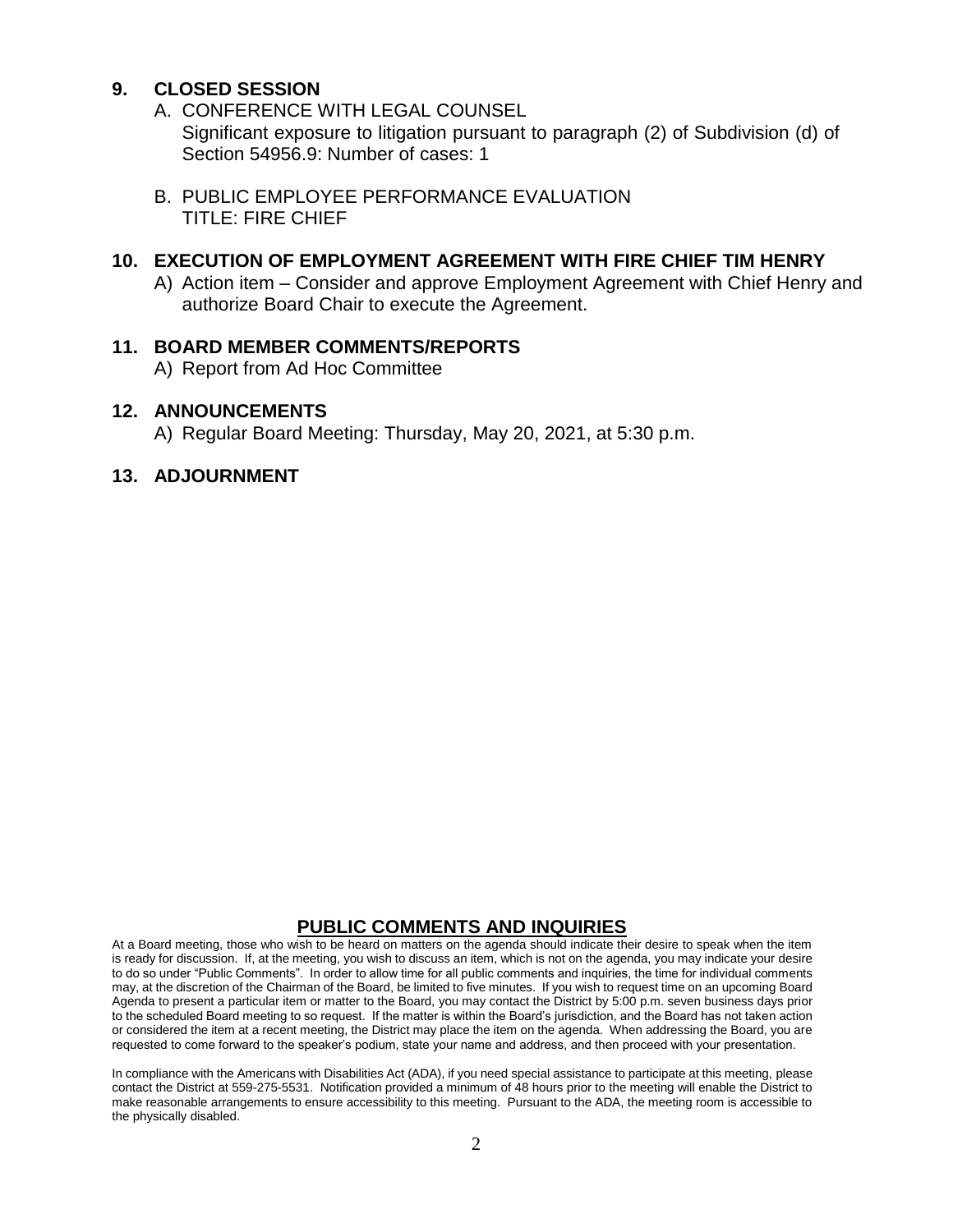## 9. CLOSED SESSION

A. CONFERENCE WITH LEGAL COUNSEL
Significant exposure to litigation pursuant to paragraph (2) of Subdivision (d) of Section 54956.9: Number of cases: 1

B. PUBLIC EMPLOYEE PERFORMANCE EVALUATION
TITLE: FIRE CHIEF

## 10. EXECUTION OF EMPLOYMENT AGREEMENT WITH FIRE CHIEF TIM HENRY

A) Action item – Consider and approve Employment Agreement with Chief Henry and authorize Board Chair to execute the Agreement.

## 11. BOARD MEMBER COMMENTS/REPORTS

A) Report from Ad Hoc Committee

## 12. ANNOUNCEMENTS

A) Regular Board Meeting: Thursday, May 20, 2021, at 5:30 p.m.

## 13. ADJOURNMENT

## PUBLIC COMMENTS AND INQUIRIES

At a Board meeting, those who wish to be heard on matters on the agenda should indicate their desire to speak when the item is ready for discussion. If, at the meeting, you wish to discuss an item, which is not on the agenda, you may indicate your desire to do so under "Public Comments". In order to allow time for all public comments and inquiries, the time for individual comments may, at the discretion of the Chairman of the Board, be limited to five minutes. If you wish to request time on an upcoming Board Agenda to present a particular item or matter to the Board, you may contact the District by 5:00 p.m. seven business days prior to the scheduled Board meeting to so request. If the matter is within the Board's jurisdiction, and the Board has not taken action or considered the item at a recent meeting, the District may place the item on the agenda. When addressing the Board, you are requested to come forward to the speaker's podium, state your name and address, and then proceed with your presentation.

In compliance with the Americans with Disabilities Act (ADA), if you need special assistance to participate at this meeting, please contact the District at 559-275-5531. Notification provided a minimum of 48 hours prior to the meeting will enable the District to make reasonable arrangements to ensure accessibility to this meeting. Pursuant to the ADA, the meeting room is accessible to the physically disabled.